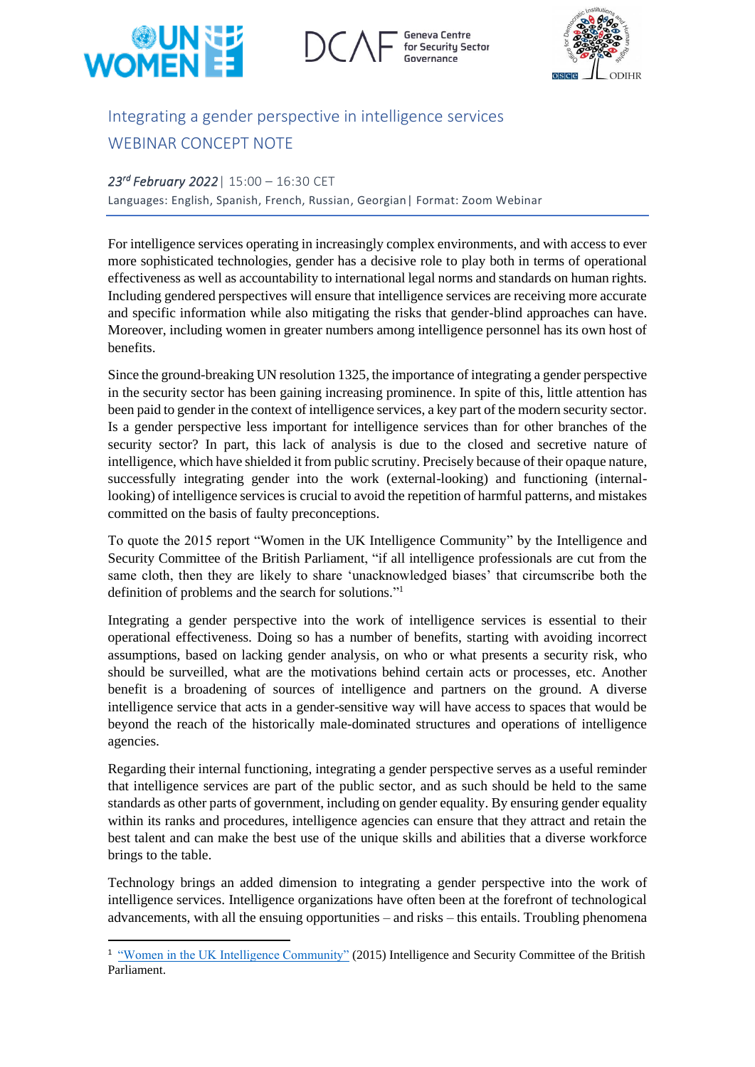# Integrating a gender perspective in intelligence services

## WEBINAR CONCEPT NOTE

*23rd February 2022* | 15:00 – 16:30 CET

Languages: English, Spanish, French, Russian, Georgian | Format: Zoom Webinar

For intelligence services operating in increasingly complex environments, and with access to ever more sophisticated technologies, gender has a decisive role to play both in terms of operational effectiveness as well as accountability to international legal norms and standards on human rights. Including gendered perspectives will ensure that intelligence services are receiving more accurate and specific information while also mitigating the risks that gender-blind approaches can have. Moreover, including women in greater numbers among intelligence personnel has its own host of benefits.

Since the ground-breaking UN resolution 1325, the importance of integrating a gender perspective in the security sector has been gaining increasing prominence. In spite of this, little attention has been paid to gender in the context of intelligence services, a key part of the modern security sector. Is a gender perspective less important for intelligence services than for other branches of the security sector? In part, this lack of analysis is due to the closed and secretive nature of intelligence, which have shielded it from public scrutiny. Precisely because of their opaque nature, successfully integrating gender into the work (external-looking) and functioning (internal-looking) of intelligence services is crucial to avoid the repetition of harmful patterns, and mistakes committed on the basis of faulty preconceptions.

To quote the 2015 report "Women in the UK Intelligence Community" by the Intelligence and Security Committee of the British Parliament, "if all intelligence professionals are cut from the same cloth, then they are likely to share 'unacknowledged biases' that circumscribe both the definition of problems and the search for solutions."[1]

Integrating a gender perspective into the work of intelligence services is essential to their operational effectiveness. Doing so has a number of benefits, starting with avoiding incorrect assumptions, based on lacking gender analysis, on who or what presents a security risk, who should be surveilled, what are the motivations behind certain acts or processes, etc. Another benefit is a broadening of sources of intelligence and partners on the ground. A diverse intelligence service that acts in a gender-sensitive way will have access to spaces that would be beyond the reach of the historically male-dominated structures and operations of intelligence agencies.

Regarding their internal functioning, integrating a gender perspective serves as a useful reminder that intelligence services are part of the public sector, and as such should be held to the same standards as other parts of government, including on gender equality. By ensuring gender equality within its ranks and procedures, intelligence agencies can ensure that they attract and retain the best talent and can make the best use of the unique skills and abilities that a diverse workforce brings to the table.

Technology brings an added dimension to integrating a gender perspective into the work of intelligence services. Intelligence organizations have often been at the forefront of technological advancements, with all the ensuing opportunities – and risks – this entails. Troubling phenomena

---

[1] "Women in the UK Intelligence Community" (2015) Intelligence and Security Committee of the British Parliament.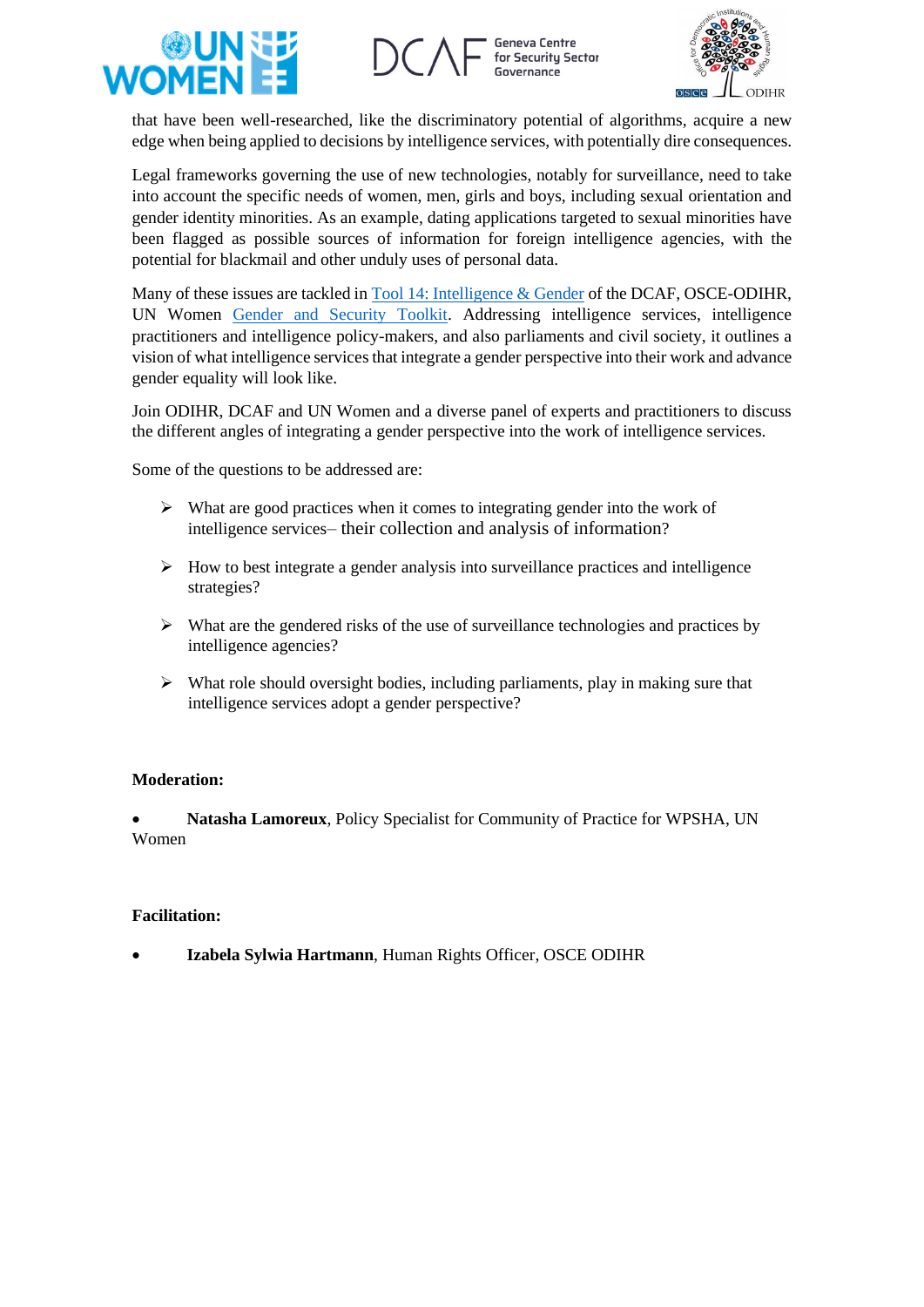that have been well-researched, like the discriminatory potential of algorithms, acquire a new edge when being applied to decisions by intelligence services, with potentially dire consequences.

Legal frameworks governing the use of new technologies, notably for surveillance, need to take into account the specific needs of women, men, girls and boys, including sexual orientation and gender identity minorities. As an example, dating applications targeted to sexual minorities have been flagged as possible sources of information for foreign intelligence agencies, with the potential for blackmail and other unduly uses of personal data.

Many of these issues are tackled in Tool 14: Intelligence & Gender of the DCAF, OSCE-ODIHR, UN Women Gender and Security Toolkit. Addressing intelligence services, intelligence practitioners and intelligence policy-makers, and also parliaments and civil society, it outlines a vision of what intelligence services that integrate a gender perspective into their work and advance gender equality will look like.

Join ODIHR, DCAF and UN Women and a diverse panel of experts and practitioners to discuss the different angles of integrating a gender perspective into the work of intelligence services.

Some of the questions to be addressed are:

- What are good practices when it comes to integrating gender into the work of intelligence services– their collection and analysis of information?
- How to best integrate a gender analysis into surveillance practices and intelligence strategies?
- What are the gendered risks of the use of surveillance technologies and practices by intelligence agencies?
- What role should oversight bodies, including parliaments, play in making sure that intelligence services adopt a gender perspective?

**Moderation:**

- **Natasha Lamoreux**, Policy Specialist for Community of Practice for WPSHA, UN Women

**Facilitation:**

- **Izabela Sylwia Hartmann**, Human Rights Officer, OSCE ODIHR